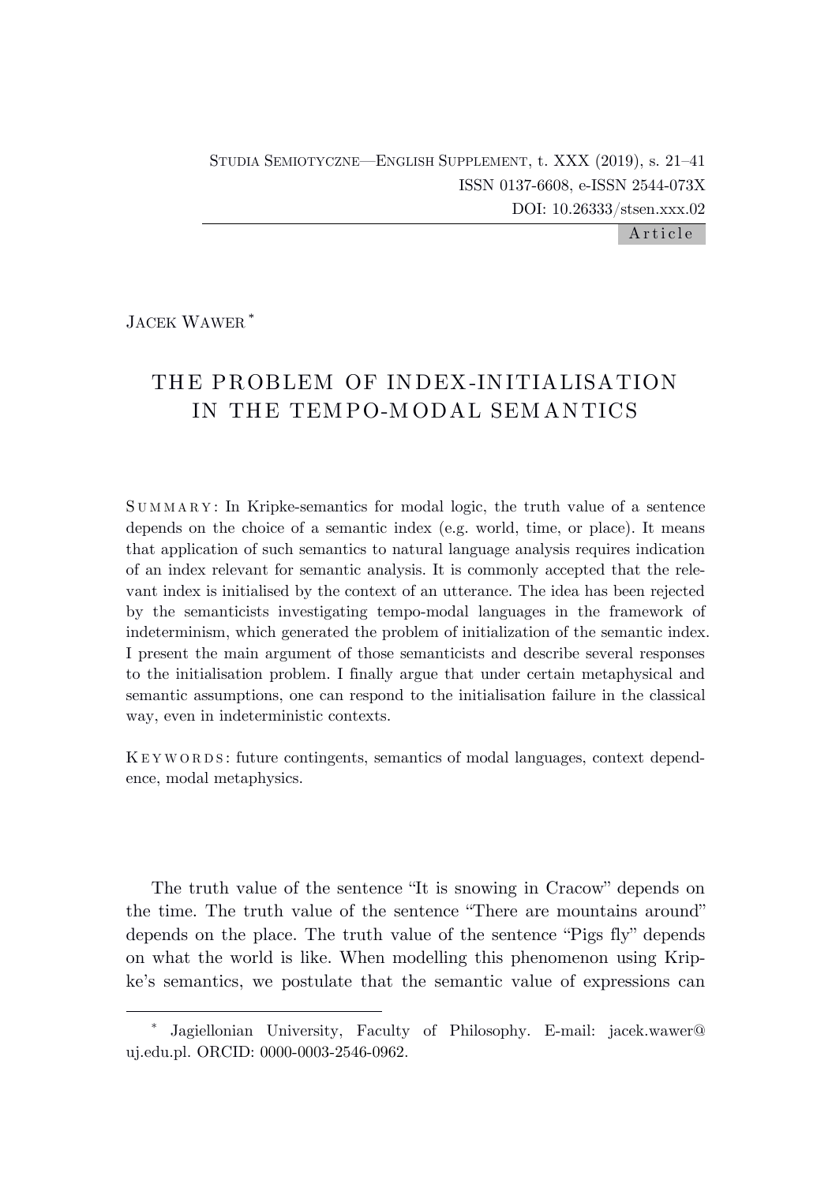Jacek Wawer [*]

# THE PROBLEM OF INDEX-INITIALISATION IN THE TEMPO-MODAL SEMANTICS

SUMMARY: In Kripke-semantics for modal logic, the truth value of a sentence depends on the choice of a semantic index (e.g. world, time, or place). It means that application of such semantics to natural language analysis requires indication of an index relevant for semantic analysis. It is commonly accepted that the relevant index is initialised by the context of an utterance. The idea has been rejected by the semanticists investigating tempo-modal languages in the framework of indeterminism, which generated the problem of initialization of the semantic index. I present the main argument of those semanticists and describe several responses to the initialisation problem. I finally argue that under certain metaphysical and semantic assumptions, one can respond to the initialisation failure in the classical way, even in indeterministic contexts.

KEYWORDS: future contingents, semantics of modal languages, context dependence, modal metaphysics.

The truth value of the sentence "It is snowing in Cracow" depends on the time. The truth value of the sentence "There are mountains around" depends on the place. The truth value of the sentence "Pigs fly" depends on what the world is like. When modelling this phenomenon using Kripke's semantics, we postulate that the semantic value of expressions can

[*] Jagiellonian University, Faculty of Philosophy. E-mail: jacek.wawer@uj.edu.pl. ORCID: 0000-0003-2546-0962.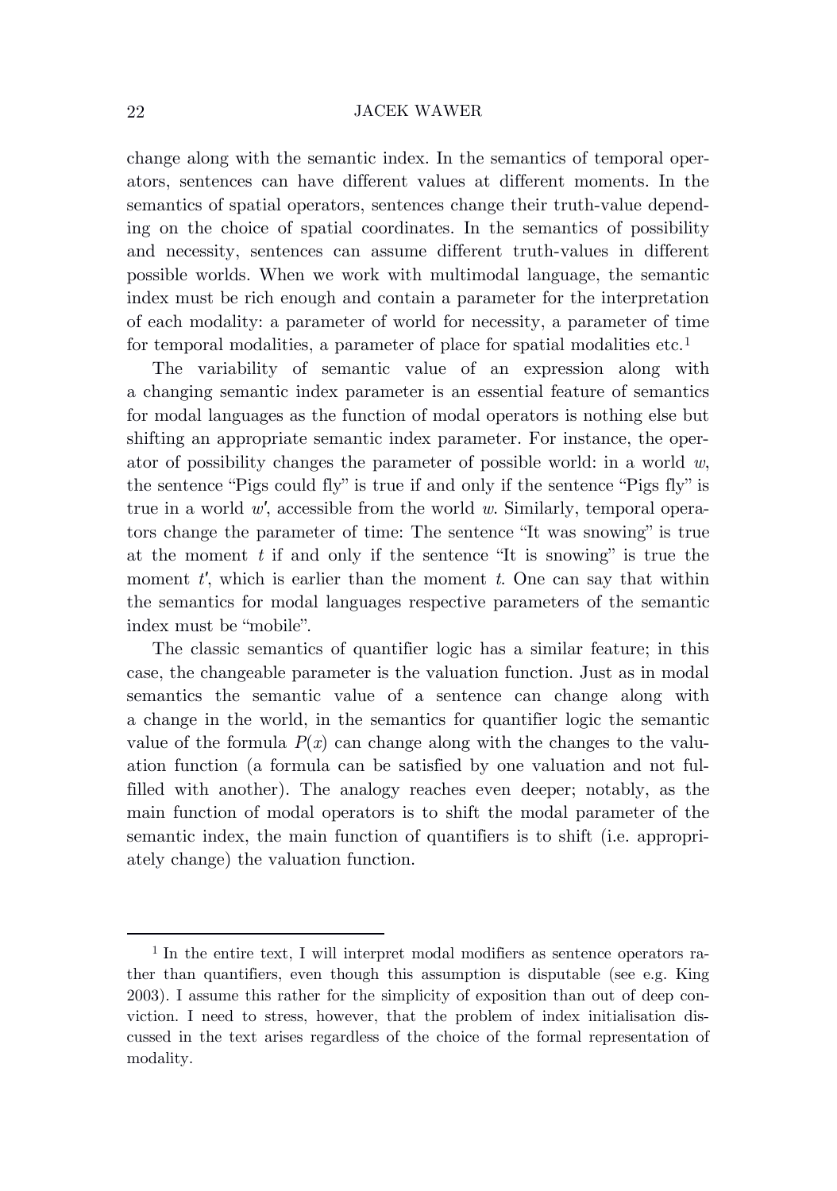change along with the semantic index. In the semantics of temporal operators, sentences can have different values at different moments. In the semantics of spatial operators, sentences change their truth-value depending on the choice of spatial coordinates. In the semantics of possibility and necessity, sentences can assume different truth-values in different possible worlds. When we work with multimodal language, the semantic index must be rich enough and contain a parameter for the interpretation of each modality: a parameter of world for necessity, a parameter of time for temporal modalities, a parameter of place for spatial modalities etc.[1]

The variability of semantic value of an expression along with a changing semantic index parameter is an essential feature of semantics for modal languages as the function of modal operators is nothing else but shifting an appropriate semantic index parameter. For instance, the operator of possibility changes the parameter of possible world: in a world $w$, the sentence "Pigs could fly" is true if and only if the sentence "Pigs fly" is true in a world $w'$, accessible from the world $w$. Similarly, temporal operators change the parameter of time: The sentence "It was snowing" is true at the moment $t$ if and only if the sentence "It is snowing" is true the moment $t'$, which is earlier than the moment $t$. One can say that within the semantics for modal languages respective parameters of the semantic index must be "mobile".

The classic semantics of quantifier logic has a similar feature; in this case, the changeable parameter is the valuation function. Just as in modal semantics the semantic value of a sentence can change along with a change in the world, in the semantics for quantifier logic the semantic value of the formula $P(x)$ can change along with the changes to the valuation function (a formula can be satisfied by one valuation and not fulfilled with another). The analogy reaches even deeper; notably, as the main function of modal operators is to shift the modal parameter of the semantic index, the main function of quantifiers is to shift (i.e. appropriately change) the valuation function.

---

[1] In the entire text, I will interpret modal modifiers as sentence operators rather than quantifiers, even though this assumption is disputable (see e.g. King 2003). I assume this rather for the simplicity of exposition than out of deep conviction. I need to stress, however, that the problem of index initialisation discussed in the text arises regardless of the choice of the formal representation of modality.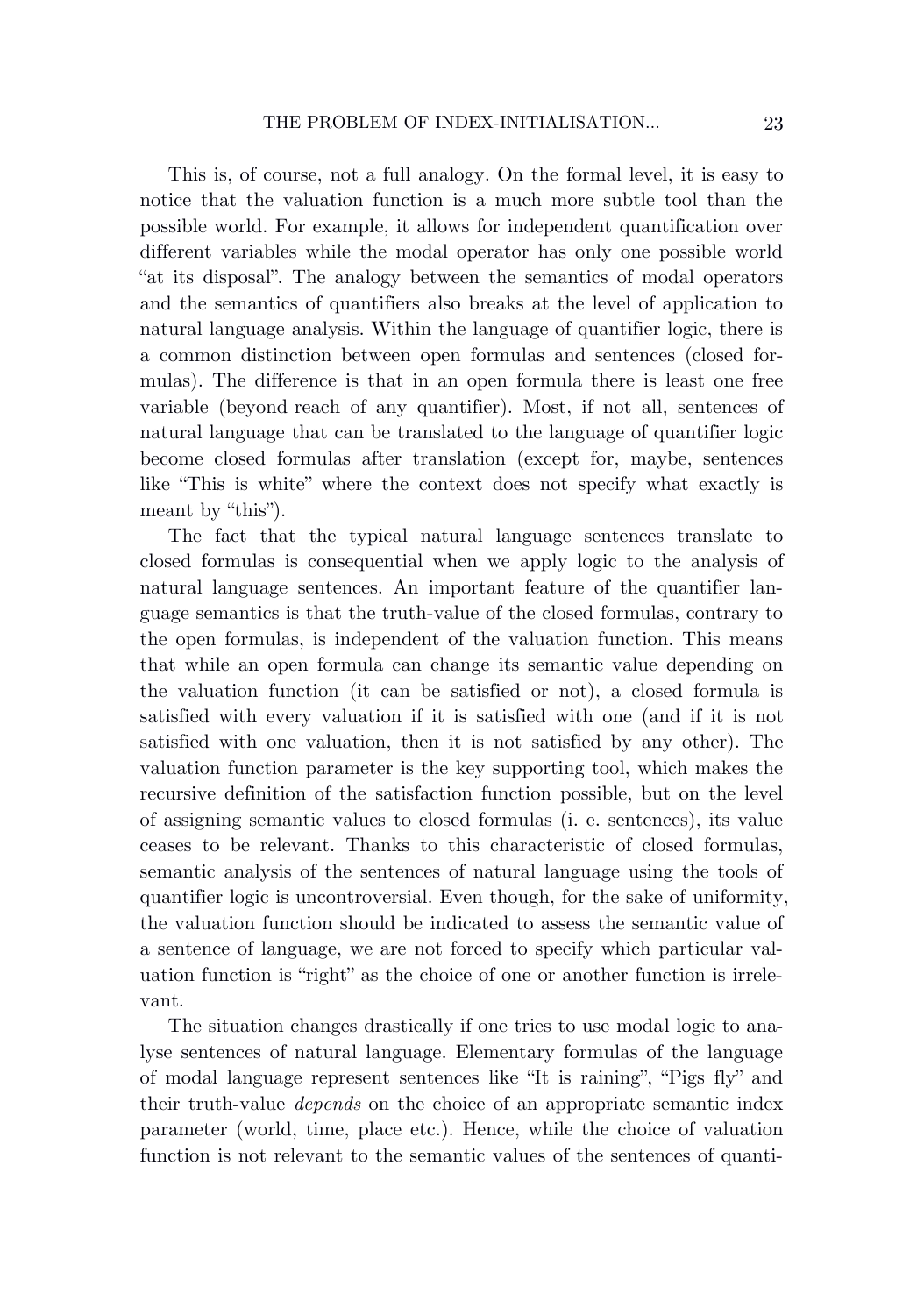This is, of course, not a full analogy. On the formal level, it is easy to notice that the valuation function is a much more subtle tool than the possible world. For example, it allows for independent quantification over different variables while the modal operator has only one possible world "at its disposal". The analogy between the semantics of modal operators and the semantics of quantifiers also breaks at the level of application to natural language analysis. Within the language of quantifier logic, there is a common distinction between open formulas and sentences (closed formulas). The difference is that in an open formula there is least one free variable (beyond reach of any quantifier). Most, if not all, sentences of natural language that can be translated to the language of quantifier logic become closed formulas after translation (except for, maybe, sentences like "This is white" where the context does not specify what exactly is meant by "this").

The fact that the typical natural language sentences translate to closed formulas is consequential when we apply logic to the analysis of natural language sentences. An important feature of the quantifier language semantics is that the truth-value of the closed formulas, contrary to the open formulas, is independent of the valuation function. This means that while an open formula can change its semantic value depending on the valuation function (it can be satisfied or not), a closed formula is satisfied with every valuation if it is satisfied with one (and if it is not satisfied with one valuation, then it is not satisfied by any other). The valuation function parameter is the key supporting tool, which makes the recursive definition of the satisfaction function possible, but on the level of assigning semantic values to closed formulas (i. e. sentences), its value ceases to be relevant. Thanks to this characteristic of closed formulas, semantic analysis of the sentences of natural language using the tools of quantifier logic is uncontroversial. Even though, for the sake of uniformity, the valuation function should be indicated to assess the semantic value of a sentence of language, we are not forced to specify which particular valuation function is "right" as the choice of one or another function is irrelevant.

The situation changes drastically if one tries to use modal logic to analyse sentences of natural language. Elementary formulas of the language of modal language represent sentences like "It is raining", "Pigs fly" and their truth-value *depends* on the choice of an appropriate semantic index parameter (world, time, place etc.). Hence, while the choice of valuation function is not relevant to the semantic values of the sentences of quanti-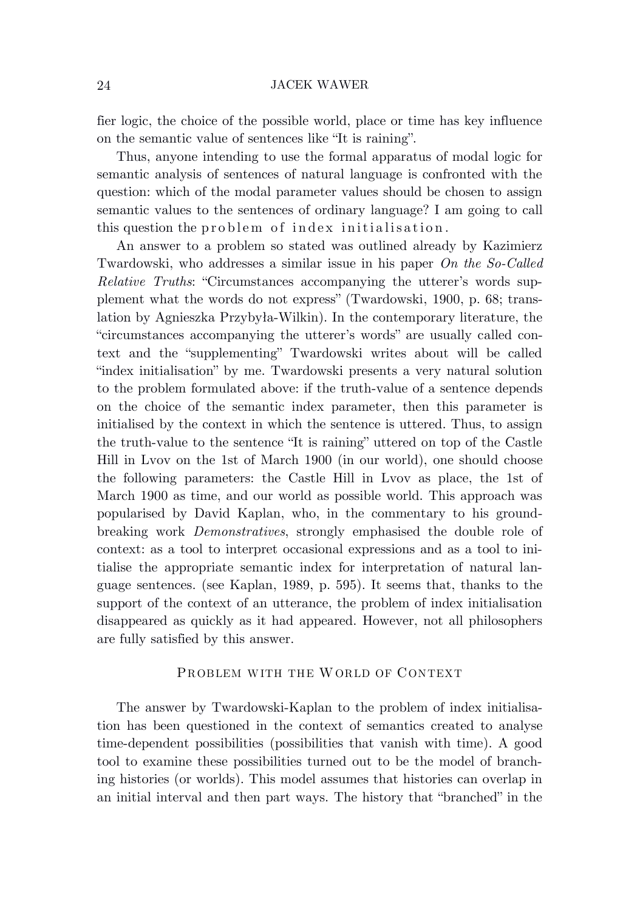fier logic, the choice of the possible world, place or time has key influence on the semantic value of sentences like "It is raining".

Thus, anyone intending to use the formal apparatus of modal logic for semantic analysis of sentences of natural language is confronted with the question: which of the modal parameter values should be chosen to assign semantic values to the sentences of ordinary language? I am going to call this question the problem of index initialisation.

An answer to a problem so stated was outlined already by Kazimierz Twardowski, who addresses a similar issue in his paper *On the So-Called Relative Truths*: "Circumstances accompanying the utterer's words supplement what the words do not express" (Twardowski, 1900, p. 68; translation by Agnieszka Przybyła-Wilkin). In the contemporary literature, the "circumstances accompanying the utterer's words" are usually called context and the "supplementing" Twardowski writes about will be called "index initialisation" by me. Twardowski presents a very natural solution to the problem formulated above: if the truth-value of a sentence depends on the choice of the semantic index parameter, then this parameter is initialised by the context in which the sentence is uttered. Thus, to assign the truth-value to the sentence "It is raining" uttered on top of the Castle Hill in Lvov on the 1st of March 1900 (in our world), one should choose the following parameters: the Castle Hill in Lvov as place, the 1st of March 1900 as time, and our world as possible world. This approach was popularised by David Kaplan, who, in the commentary to his groundbreaking work *Demonstratives*, strongly emphasised the double role of context: as a tool to interpret occasional expressions and as a tool to initialise the appropriate semantic index for interpretation of natural language sentences. (see Kaplan, 1989, p. 595). It seems that, thanks to the support of the context of an utterance, the problem of index initialisation disappeared as quickly as it had appeared. However, not all philosophers are fully satisfied by this answer.

## Problem with the World of Context

The answer by Twardowski-Kaplan to the problem of index initialisation has been questioned in the context of semantics created to analyse time-dependent possibilities (possibilities that vanish with time). A good tool to examine these possibilities turned out to be the model of branching histories (or worlds). This model assumes that histories can overlap in an initial interval and then part ways. The history that "branched" in the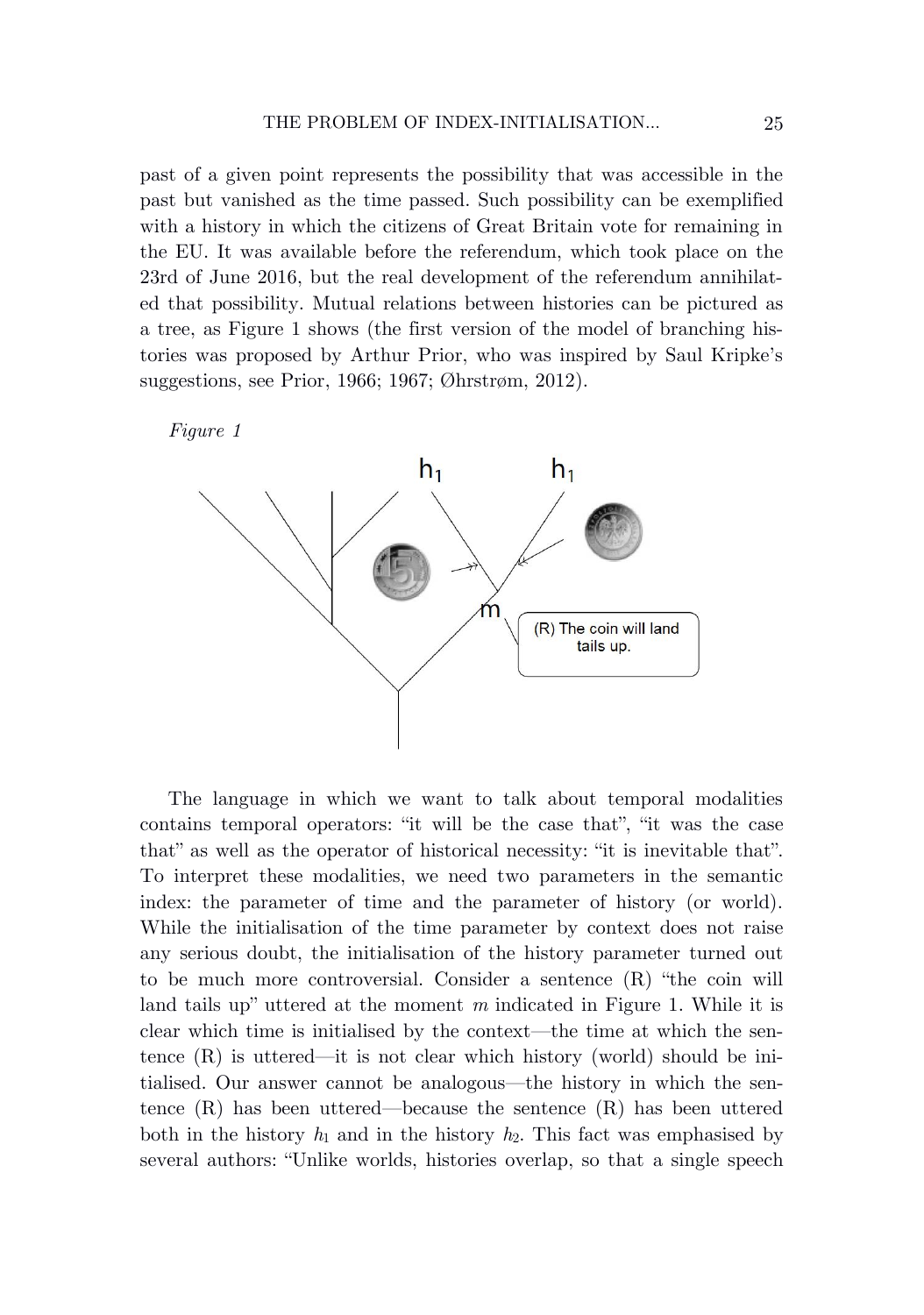past of a given point represents the possibility that was accessible in the past but vanished as the time passed. Such possibility can be exemplified with a history in which the citizens of Great Britain vote for remaining in the EU. It was available before the referendum, which took place on the 23rd of June 2016, but the real development of the referendum annihilated that possibility. Mutual relations between histories can be pictured as a tree, as Figure 1 shows (the first version of the model of branching histories was proposed by Arthur Prior, who was inspired by Saul Kripke's suggestions, see Prior, 1966; 1967; Øhrstrøm, 2012).

*Figure 1*

The language in which we want to talk about temporal modalities contains temporal operators: "it will be the case that", "it was the case that" as well as the operator of historical necessity: "it is inevitable that". To interpret these modalities, we need two parameters in the semantic index: the parameter of time and the parameter of history (or world). While the initialisation of the time parameter by context does not raise any serious doubt, the initialisation of the history parameter turned out to be much more controversial. Consider a sentence (R) "the coin will land tails up" uttered at the moment $m$ indicated in Figure 1. While it is clear which time is initialised by the context—the time at which the sentence (R) is uttered—it is not clear which history (world) should be initialised. Our answer cannot be analogous—the history in which the sentence (R) has been uttered—because the sentence (R) has been uttered both in the history $h_1$ and in the history $h_2$. This fact was emphasised by several authors: "Unlike worlds, histories overlap, so that a single speech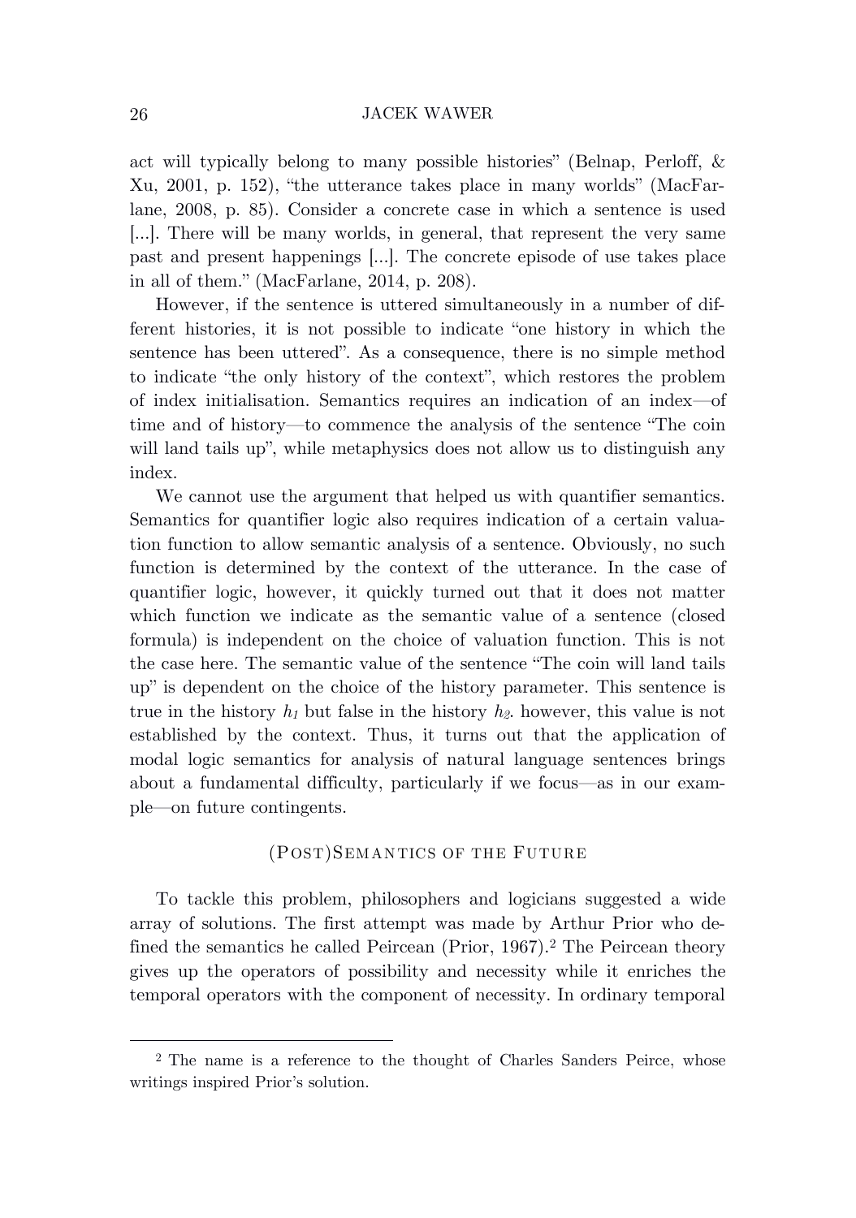act will typically belong to many possible histories" (Belnap, Perloff, & Xu, 2001, p. 152), "the utterance takes place in many worlds" (MacFarlane, 2008, p. 85). Consider a concrete case in which a sentence is used [...]. There will be many worlds, in general, that represent the very same past and present happenings [...]. The concrete episode of use takes place in all of them." (MacFarlane, 2014, p. 208).

However, if the sentence is uttered simultaneously in a number of different histories, it is not possible to indicate "one history in which the sentence has been uttered". As a consequence, there is no simple method to indicate "the only history of the context", which restores the problem of index initialisation. Semantics requires an indication of an index—of time and of history—to commence the analysis of the sentence "The coin will land tails up", while metaphysics does not allow us to distinguish any index.

We cannot use the argument that helped us with quantifier semantics. Semantics for quantifier logic also requires indication of a certain valuation function to allow semantic analysis of a sentence. Obviously, no such function is determined by the context of the utterance. In the case of quantifier logic, however, it quickly turned out that it does not matter which function we indicate as the semantic value of a sentence (closed formula) is independent on the choice of valuation function. This is not the case here. The semantic value of the sentence "The coin will land tails up" is dependent on the choice of the history parameter. This sentence is true in the history $h_1$ but false in the history $h_2$. however, this value is not established by the context. Thus, it turns out that the application of modal logic semantics for analysis of natural language sentences brings about a fundamental difficulty, particularly if we focus—as in our example—on future contingents.

## (POST)SEMANTICS OF THE FUTURE

To tackle this problem, philosophers and logicians suggested a wide array of solutions. The first attempt was made by Arthur Prior who defined the semantics he called Peircean (Prior, 1967).[2] The Peircean theory gives up the operators of possibility and necessity while it enriches the temporal operators with the component of necessity. In ordinary temporal

[2] The name is a reference to the thought of Charles Sanders Peirce, whose writings inspired Prior's solution.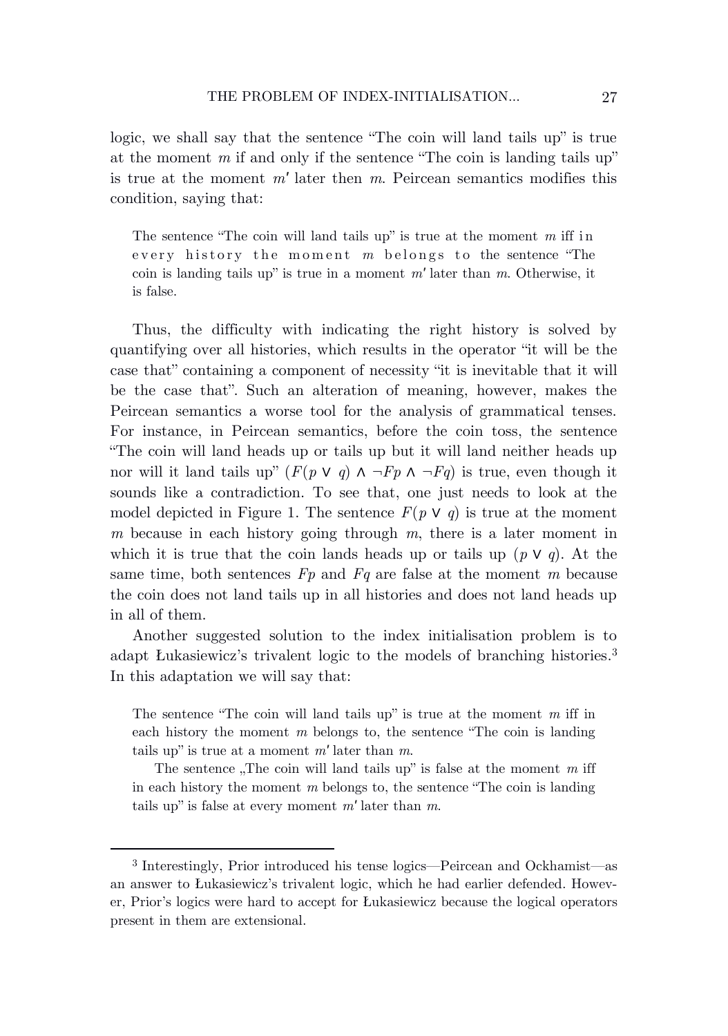logic, we shall say that the sentence "The coin will land tails up" is true at the moment $m$ if and only if the sentence "The coin is landing tails up" is true at the moment $m'$ later then $m$. Peircean semantics modifies this condition, saying that:

> The sentence "The coin will land tails up" is true at the moment $m$ iff in every history the moment $m$ belongs to the sentence "The coin is landing tails up" is true in a moment $m'$ later than $m$. Otherwise, it is false.

Thus, the difficulty with indicating the right history is solved by quantifying over all histories, which results in the operator "it will be the case that" containing a component of necessity "it is inevitable that it will be the case that". Such an alteration of meaning, however, makes the Peircean semantics a worse tool for the analysis of grammatical tenses. For instance, in Peircean semantics, before the coin toss, the sentence "The coin will land heads up or tails up but it will land neither heads up nor will it land tails up" ($F(p \vee q) \wedge \neg Fp \wedge \neg Fq$) is true, even though it sounds like a contradiction. To see that, one just needs to look at the model depicted in Figure 1. The sentence $F(p \vee q)$ is true at the moment $m$ because in each history going through $m$, there is a later moment in which it is true that the coin lands heads up or tails up ($p \vee q$). At the same time, both sentences $Fp$ and $Fq$ are false at the moment $m$ because the coin does not land tails up in all histories and does not land heads up in all of them.

Another suggested solution to the index initialisation problem is to adapt Łukasiewicz's trivalent logic to the models of branching histories.[3] In this adaptation we will say that:

> The sentence "The coin will land tails up" is true at the moment $m$ iff in each history the moment $m$ belongs to, the sentence "The coin is landing tails up" is true at a moment $m'$ later than $m$.
>
> The sentence „The coin will land tails up" is false at the moment $m$ iff in each history the moment $m$ belongs to, the sentence "The coin is landing tails up" is false at every moment $m'$ later than $m$.

---

[3] Interestingly, Prior introduced his tense logics—Peircean and Ockhamist—as an answer to Łukasiewicz's trivalent logic, which he had earlier defended. However, Prior's logics were hard to accept for Łukasiewicz because the logical operators present in them are extensional.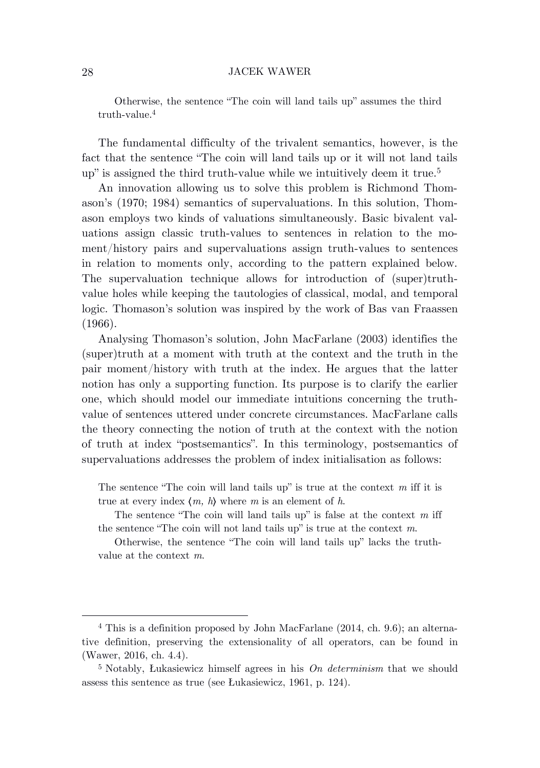> Otherwise, the sentence "The coin will land tails up" assumes the third truth-value.[4]

The fundamental difficulty of the trivalent semantics, however, is the fact that the sentence "The coin will land tails up or it will not land tails up" is assigned the third truth-value while we intuitively deem it true.[5]

An innovation allowing us to solve this problem is Richmond Thomason's (1970; 1984) semantics of supervaluations. In this solution, Thomason employs two kinds of valuations simultaneously. Basic bivalent valuations assign classic truth-values to sentences in relation to the moment/history pairs and supervaluations assign truth-values to sentences in relation to moments only, according to the pattern explained below. The supervaluation technique allows for introduction of (super)truth-value holes while keeping the tautologies of classical, modal, and temporal logic. Thomason's solution was inspired by the work of Bas van Fraassen (1966).

Analysing Thomason's solution, John MacFarlane (2003) identifies the (super)truth at a moment with truth at the context and the truth in the pair moment/history with truth at the index. He argues that the latter notion has only a supporting function. Its purpose is to clarify the earlier one, which should model our immediate intuitions concerning the truth-value of sentences uttered under concrete circumstances. MacFarlane calls the theory connecting the notion of truth at the context with the notion of truth at index "postsemantics". In this terminology, postsemantics of supervaluations addresses the problem of index initialisation as follows:

> The sentence "The coin will land tails up" is true at the context $m$ iff it is true at every index $\langle m, h\rangle$ where $m$ is an element of $h$.
>
> The sentence "The coin will land tails up" is false at the context $m$ iff the sentence "The coin will not land tails up" is true at the context $m$.
>
> Otherwise, the sentence "The coin will land tails up" lacks the truth-value at the context $m$.

---

[4] This is a definition proposed by John MacFarlane (2014, ch. 9.6); an alternative definition, preserving the extensionality of all operators, can be found in (Wawer, 2016, ch. 4.4).

[5] Notably, Łukasiewicz himself agrees in his *On determinism* that we should assess this sentence as true (see Łukasiewicz, 1961, p. 124).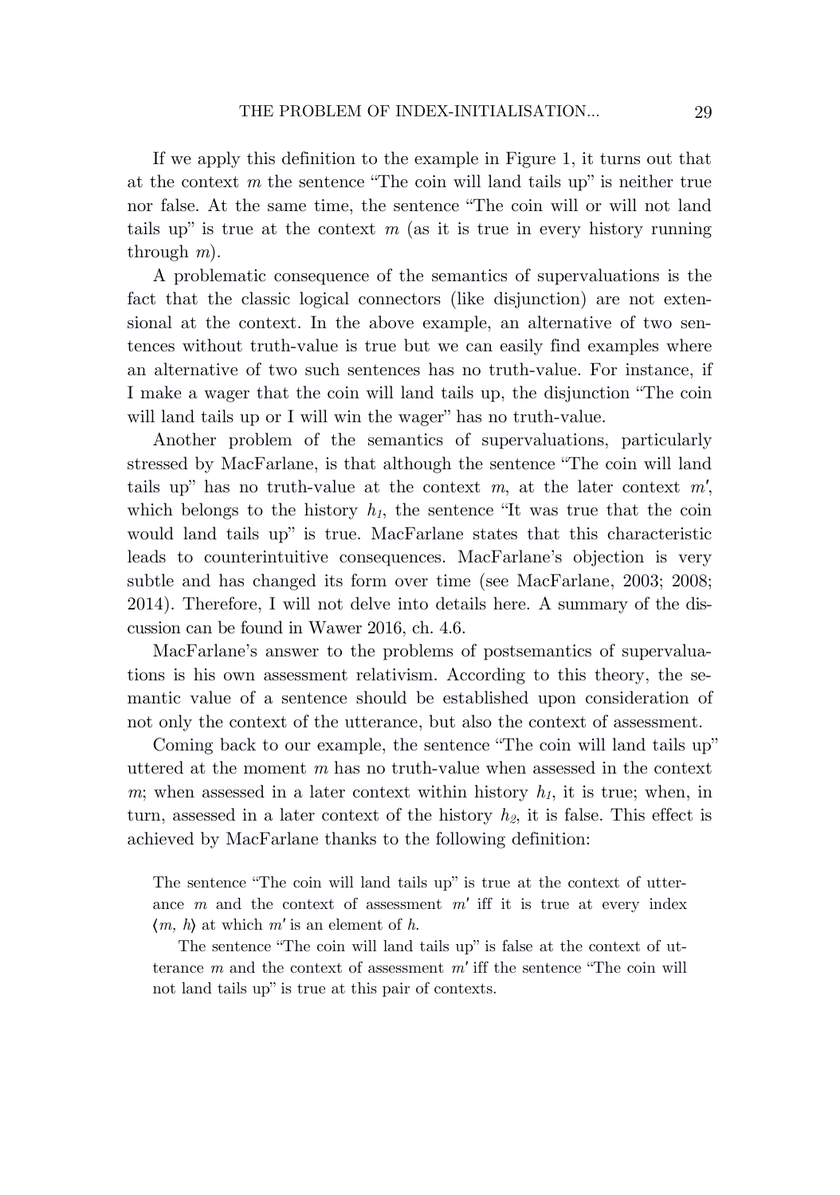If we apply this definition to the example in Figure 1, it turns out that at the context $m$ the sentence "The coin will land tails up" is neither true nor false. At the same time, the sentence "The coin will or will not land tails up" is true at the context $m$ (as it is true in every history running through $m$).

A problematic consequence of the semantics of supervaluations is the fact that the classic logical connectors (like disjunction) are not extensional at the context. In the above example, an alternative of two sentences without truth-value is true but we can easily find examples where an alternative of two such sentences has no truth-value. For instance, if I make a wager that the coin will land tails up, the disjunction "The coin will land tails up or I will win the wager" has no truth-value.

Another problem of the semantics of supervaluations, particularly stressed by MacFarlane, is that although the sentence "The coin will land tails up" has no truth-value at the context $m$, at the later context $m'$, which belongs to the history $h_1$, the sentence "It was true that the coin would land tails up" is true. MacFarlane states that this characteristic leads to counterintuitive consequences. MacFarlane's objection is very subtle and has changed its form over time (see MacFarlane, 2003; 2008; 2014). Therefore, I will not delve into details here. A summary of the discussion can be found in Wawer 2016, ch. 4.6.

MacFarlane's answer to the problems of postsemantics of supervaluations is his own assessment relativism. According to this theory, the semantic value of a sentence should be established upon consideration of not only the context of the utterance, but also the context of assessment.

Coming back to our example, the sentence "The coin will land tails up" uttered at the moment $m$ has no truth-value when assessed in the context $m$; when assessed in a later context within history $h_1$, it is true; when, in turn, assessed in a later context of the history $h_2$, it is false. This effect is achieved by MacFarlane thanks to the following definition:

> The sentence "The coin will land tails up" is true at the context of utterance $m$ and the context of assessment $m'$ iff it is true at every index $\langle m, h \rangle$ at which $m'$ is an element of $h$.
>
> The sentence "The coin will land tails up" is false at the context of utterance $m$ and the context of assessment $m'$ iff the sentence "The coin will not land tails up" is true at this pair of contexts.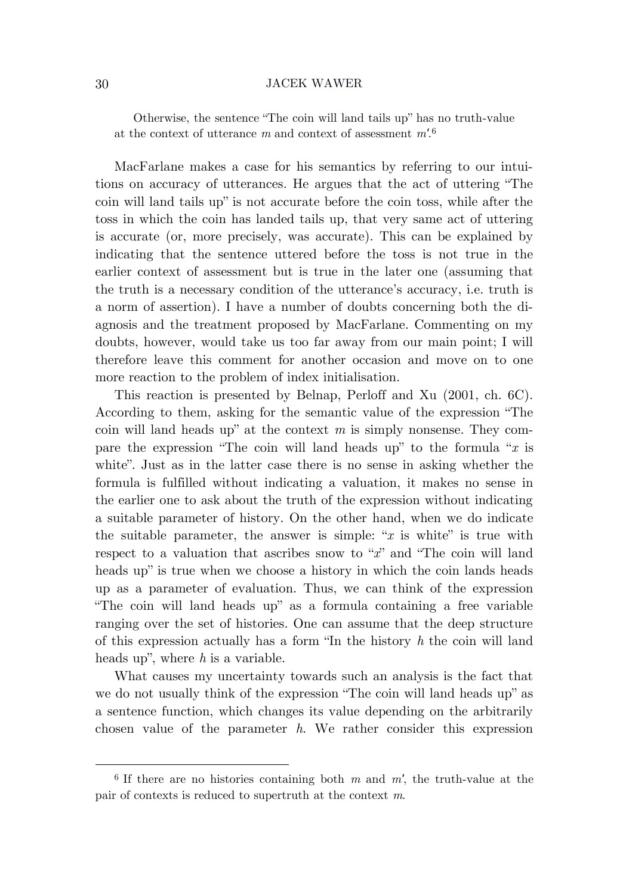Otherwise, the sentence "The coin will land tails up" has no truth-value at the context of utterance $m$ and context of assessment $m'$.[6]

MacFarlane makes a case for his semantics by referring to our intuitions on accuracy of utterances. He argues that the act of uttering "The coin will land tails up" is not accurate before the coin toss, while after the toss in which the coin has landed tails up, that very same act of uttering is accurate (or, more precisely, was accurate). This can be explained by indicating that the sentence uttered before the toss is not true in the earlier context of assessment but is true in the later one (assuming that the truth is a necessary condition of the utterance's accuracy, i.e. truth is a norm of assertion). I have a number of doubts concerning both the diagnosis and the treatment proposed by MacFarlane. Commenting on my doubts, however, would take us too far away from our main point; I will therefore leave this comment for another occasion and move on to one more reaction to the problem of index initialisation.

This reaction is presented by Belnap, Perloff and Xu (2001, ch. 6C). According to them, asking for the semantic value of the expression "The coin will land heads up" at the context $m$ is simply nonsense. They compare the expression "The coin will land heads up" to the formula "$x$ is white". Just as in the latter case there is no sense in asking whether the formula is fulfilled without indicating a valuation, it makes no sense in the earlier one to ask about the truth of the expression without indicating a suitable parameter of history. On the other hand, when we do indicate the suitable parameter, the answer is simple: "$x$ is white" is true with respect to a valuation that ascribes snow to "$x$" and "The coin will land heads up" is true when we choose a history in which the coin lands heads up as a parameter of evaluation. Thus, we can think of the expression "The coin will land heads up" as a formula containing a free variable ranging over the set of histories. One can assume that the deep structure of this expression actually has a form "In the history $h$ the coin will land heads up", where $h$ is a variable.

What causes my uncertainty towards such an analysis is the fact that we do not usually think of the expression "The coin will land heads up" as a sentence function, which changes its value depending on the arbitrarily chosen value of the parameter $h$. We rather consider this expression

---

[6] If there are no histories containing both $m$ and $m'$, the truth-value at the pair of contexts is reduced to supertruth at the context $m$.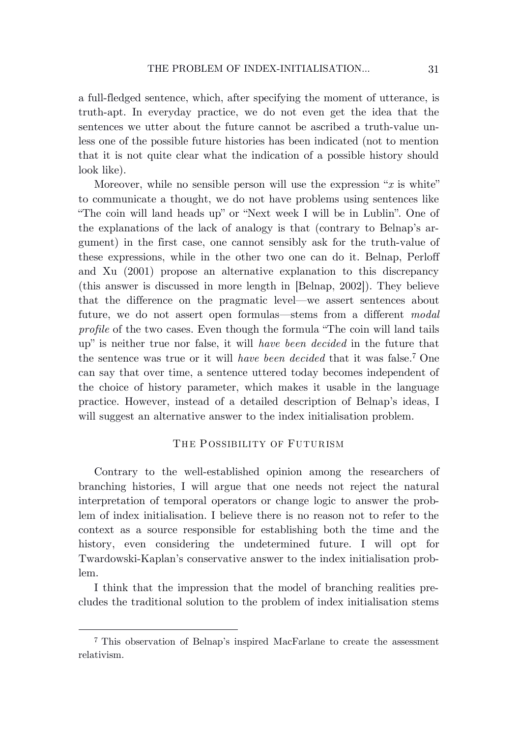a full-fledged sentence, which, after specifying the moment of utterance, is truth-apt. In everyday practice, we do not even get the idea that the sentences we utter about the future cannot be ascribed a truth-value unless one of the possible future histories has been indicated (not to mention that it is not quite clear what the indication of a possible history should look like).

Moreover, while no sensible person will use the expression "$x$ is white" to communicate a thought, we do not have problems using sentences like "The coin will land heads up" or "Next week I will be in Lublin". One of the explanations of the lack of analogy is that (contrary to Belnap's argument) in the first case, one cannot sensibly ask for the truth-value of these expressions, while in the other two one can do it. Belnap, Perloff and Xu (2001) propose an alternative explanation to this discrepancy (this answer is discussed in more length in [Belnap, 2002]). They believe that the difference on the pragmatic level—we assert sentences about future, we do not assert open formulas—stems from a different *modal profile* of the two cases. Even though the formula "The coin will land tails up" is neither true nor false, it will *have been decided* in the future that the sentence was true or it will *have been decided* that it was false.[7] One can say that over time, a sentence uttered today becomes independent of the choice of history parameter, which makes it usable in the language practice. However, instead of a detailed description of Belnap's ideas, I will suggest an alternative answer to the index initialisation problem.

## The Possibility of Futurism

Contrary to the well-established opinion among the researchers of branching histories, I will argue that one needs not reject the natural interpretation of temporal operators or change logic to answer the problem of index initialisation. I believe there is no reason not to refer to the context as a source responsible for establishing both the time and the history, even considering the undetermined future. I will opt for Twardowski-Kaplan's conservative answer to the index initialisation problem.

I think that the impression that the model of branching realities precludes the traditional solution to the problem of index initialisation stems

[7] This observation of Belnap's inspired MacFarlane to create the assessment relativism.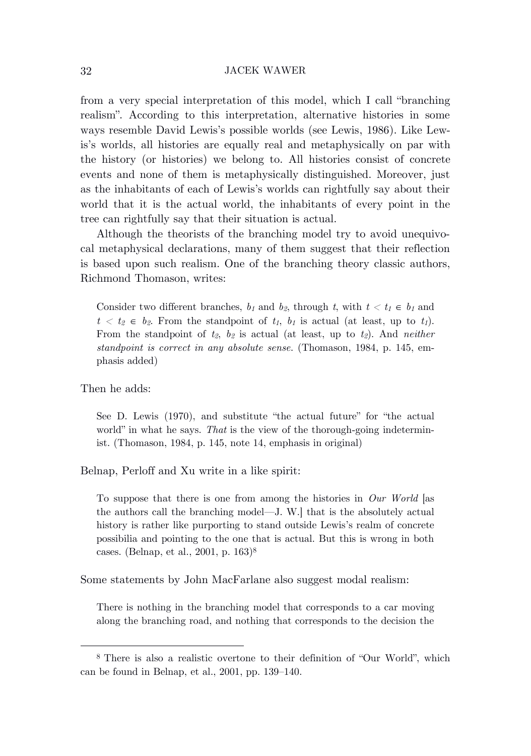from a very special interpretation of this model, which I call "branching realism". According to this interpretation, alternative histories in some ways resemble David Lewis's possible worlds (see Lewis, 1986). Like Lewis's worlds, all histories are equally real and metaphysically on par with the history (or histories) we belong to. All histories consist of concrete events and none of them is metaphysically distinguished. Moreover, just as the inhabitants of each of Lewis's worlds can rightfully say about their world that it is the actual world, the inhabitants of every point in the tree can rightfully say that their situation is actual.

Although the theorists of the branching model try to avoid unequivocal metaphysical declarations, many of them suggest that their reflection is based upon such realism. One of the branching theory classic authors, Richmond Thomason, writes:

> Consider two different branches, $b_1$ and $b_2$, through $t$, with $t < t_1 \in b_1$ and $t < t_2 \in b_2$. From the standpoint of $t_1$, $b_1$ is actual (at least, up to $t_1$). From the standpoint of $t_2$, $b_2$ is actual (at least, up to $t_2$). And *neither standpoint is correct in any absolute sense*. (Thomason, 1984, p. 145, emphasis added)

Then he adds:

> See D. Lewis (1970), and substitute "the actual future" for "the actual world" in what he says. *That* is the view of the thorough-going indeterminist. (Thomason, 1984, p. 145, note 14, emphasis in original)

Belnap, Perloff and Xu write in a like spirit:

> To suppose that there is one from among the histories in *Our World* [as the authors call the branching model—J. W.] that is the absolutely actual history is rather like purporting to stand outside Lewis's realm of concrete possibilia and pointing to the one that is actual. But this is wrong in both cases. (Belnap, et al., 2001, p. 163)[8]

Some statements by John MacFarlane also suggest modal realism:

> There is nothing in the branching model that corresponds to a car moving along the branching road, and nothing that corresponds to the decision the

[8] There is also a realistic overtone to their definition of "Our World", which can be found in Belnap, et al., 2001, pp. 139–140.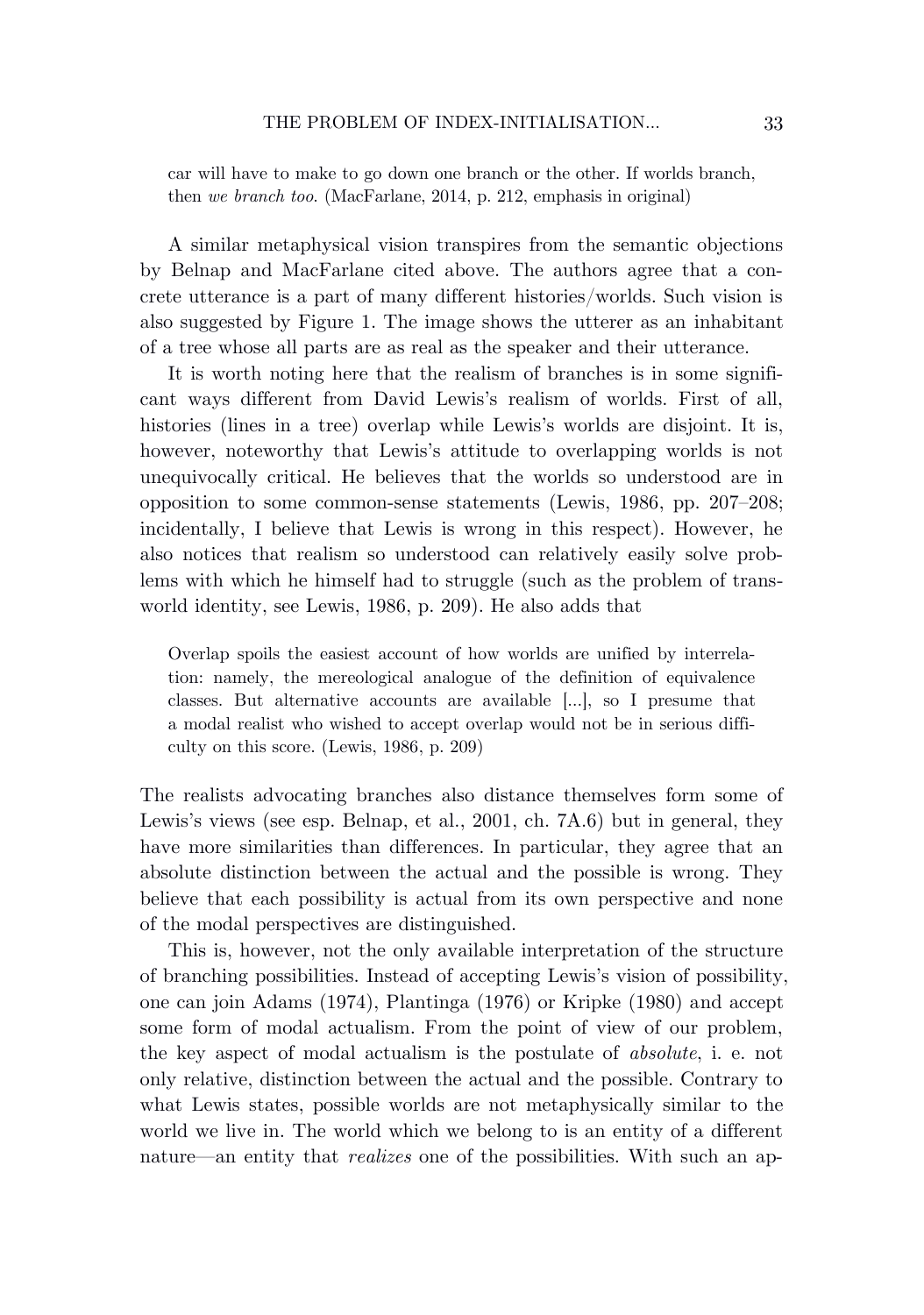> car will have to make to go down one branch or the other. If worlds branch, then *we branch too*. (MacFarlane, 2014, p. 212, emphasis in original)

A similar metaphysical vision transpires from the semantic objections by Belnap and MacFarlane cited above. The authors agree that a concrete utterance is a part of many different histories/worlds. Such vision is also suggested by Figure 1. The image shows the utterer as an inhabitant of a tree whose all parts are as real as the speaker and their utterance.

It is worth noting here that the realism of branches is in some significant ways different from David Lewis's realism of worlds. First of all, histories (lines in a tree) overlap while Lewis's worlds are disjoint. It is, however, noteworthy that Lewis's attitude to overlapping worlds is not unequivocally critical. He believes that the worlds so understood are in opposition to some common-sense statements (Lewis, 1986, pp. 207–208; incidentally, I believe that Lewis is wrong in this respect). However, he also notices that realism so understood can relatively easily solve problems with which he himself had to struggle (such as the problem of trans-world identity, see Lewis, 1986, p. 209). He also adds that

> Overlap spoils the easiest account of how worlds are unified by interrelation: namely, the mereological analogue of the definition of equivalence classes. But alternative accounts are available [...], so I presume that a modal realist who wished to accept overlap would not be in serious difficulty on this score. (Lewis, 1986, p. 209)

The realists advocating branches also distance themselves form some of Lewis's views (see esp. Belnap, et al., 2001, ch. 7A.6) but in general, they have more similarities than differences. In particular, they agree that an absolute distinction between the actual and the possible is wrong. They believe that each possibility is actual from its own perspective and none of the modal perspectives are distinguished.

This is, however, not the only available interpretation of the structure of branching possibilities. Instead of accepting Lewis's vision of possibility, one can join Adams (1974), Plantinga (1976) or Kripke (1980) and accept some form of modal actualism. From the point of view of our problem, the key aspect of modal actualism is the postulate of *absolute*, i. e. not only relative, distinction between the actual and the possible. Contrary to what Lewis states, possible worlds are not metaphysically similar to the world we live in. The world which we belong to is an entity of a different nature—an entity that *realizes* one of the possibilities. With such an ap-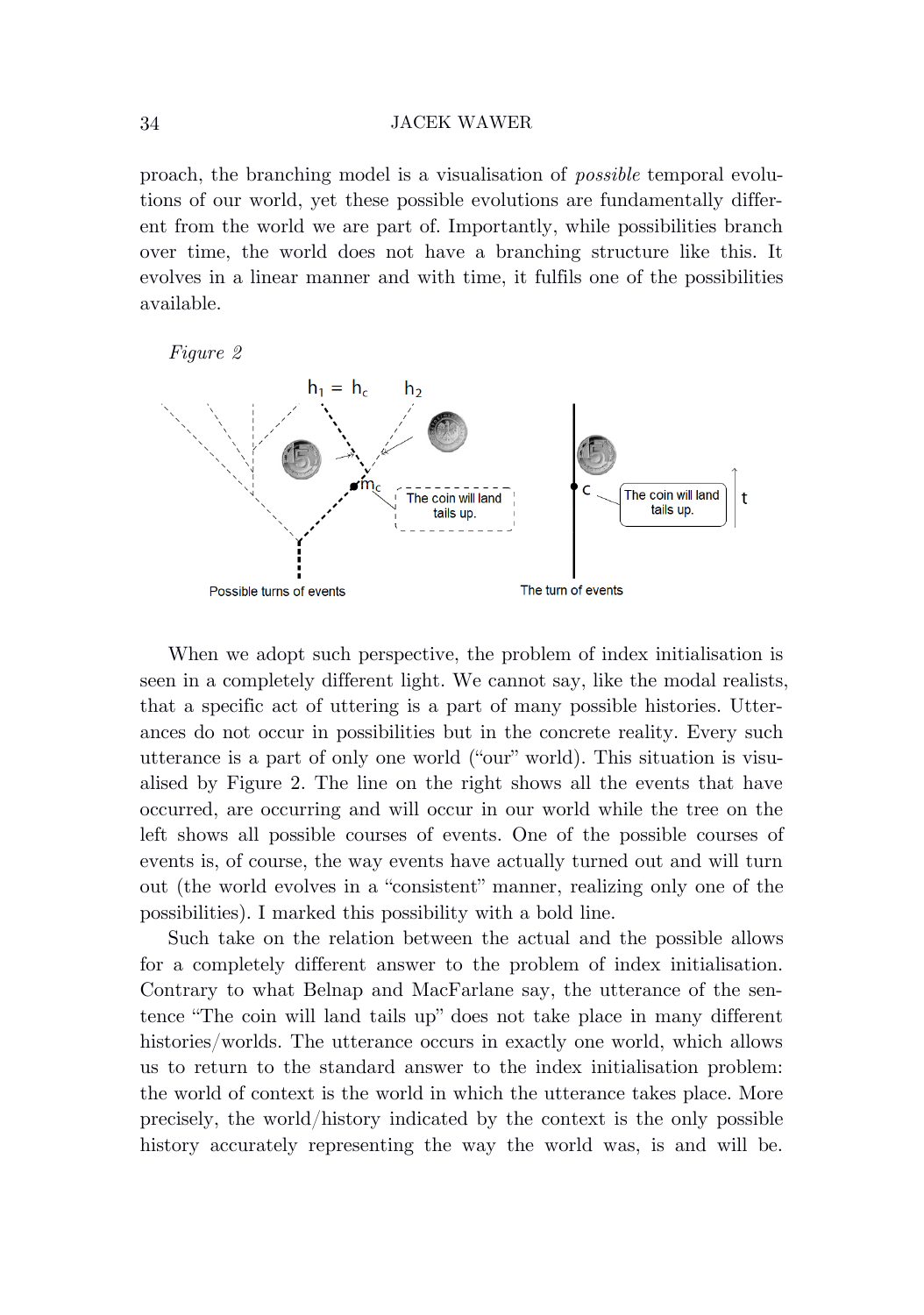proach, the branching model is a visualisation of *possible* temporal evolutions of our world, yet these possible evolutions are fundamentally different from the world we are part of. Importantly, while possibilities branch over time, the world does not have a branching structure like this. It evolves in a linear manner and with time, it fulfils one of the possibilities available.

*Figure 2*

When we adopt such perspective, the problem of index initialisation is seen in a completely different light. We cannot say, like the modal realists, that a specific act of uttering is a part of many possible histories. Utterances do not occur in possibilities but in the concrete reality. Every such utterance is a part of only one world ("our" world). This situation is visualised by Figure 2. The line on the right shows all the events that have occurred, are occurring and will occur in our world while the tree on the left shows all possible courses of events. One of the possible courses of events is, of course, the way events have actually turned out and will turn out (the world evolves in a "consistent" manner, realizing only one of the possibilities). I marked this possibility with a bold line.

Such take on the relation between the actual and the possible allows for a completely different answer to the problem of index initialisation. Contrary to what Belnap and MacFarlane say, the utterance of the sentence "The coin will land tails up" does not take place in many different histories/worlds. The utterance occurs in exactly one world, which allows us to return to the standard answer to the index initialisation problem: the world of context is the world in which the utterance takes place. More precisely, the world/history indicated by the context is the only possible history accurately representing the way the world was, is and will be.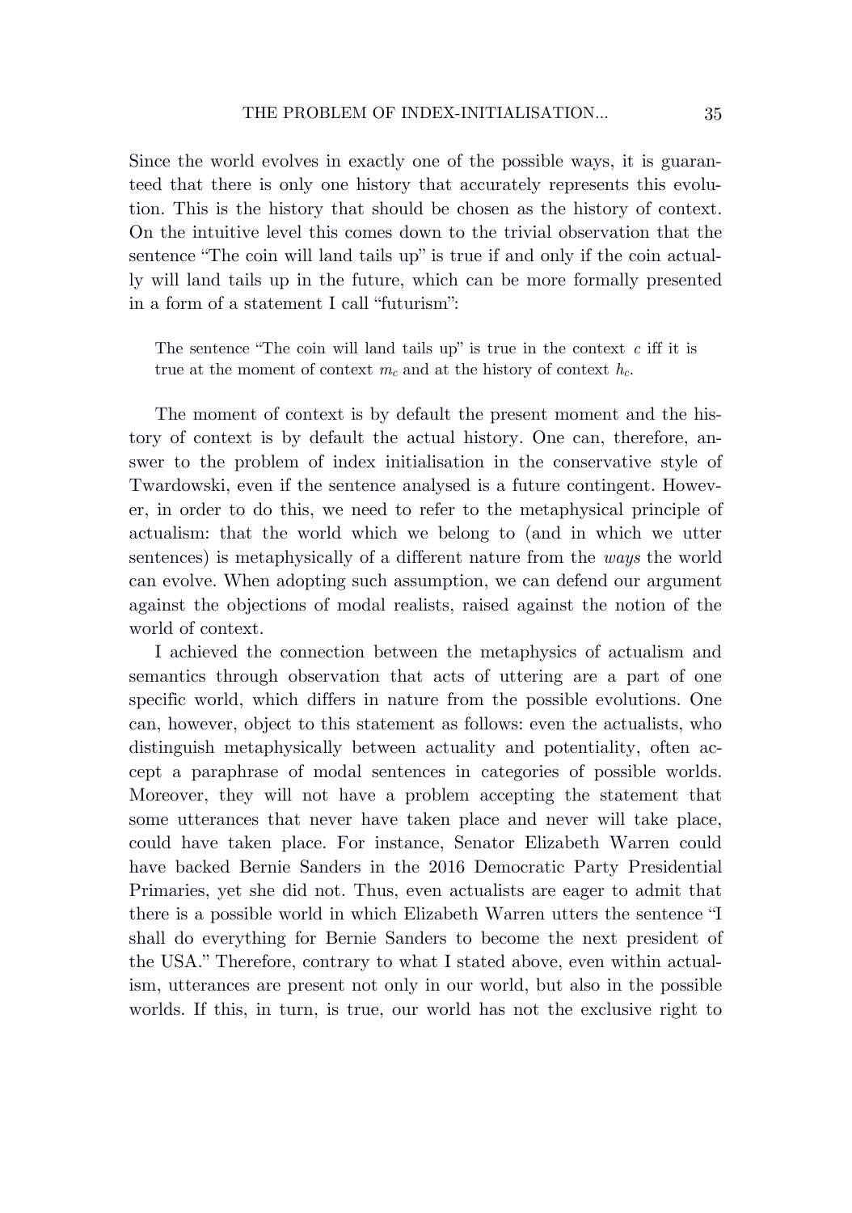Since the world evolves in exactly one of the possible ways, it is guaranteed that there is only one history that accurately represents this evolution. This is the history that should be chosen as the history of context. On the intuitive level this comes down to the trivial observation that the sentence "The coin will land tails up" is true if and only if the coin actually will land tails up in the future, which can be more formally presented in a form of a statement I call "futurism":

> The sentence "The coin will land tails up" is true in the context $c$ iff it is true at the moment of context $m_c$ and at the history of context $h_c$.

The moment of context is by default the present moment and the history of context is by default the actual history. One can, therefore, answer to the problem of index initialisation in the conservative style of Twardowski, even if the sentence analysed is a future contingent. However, in order to do this, we need to refer to the metaphysical principle of actualism: that the world which we belong to (and in which we utter sentences) is metaphysically of a different nature from the *ways* the world can evolve. When adopting such assumption, we can defend our argument against the objections of modal realists, raised against the notion of the world of context.

I achieved the connection between the metaphysics of actualism and semantics through observation that acts of uttering are a part of one specific world, which differs in nature from the possible evolutions. One can, however, object to this statement as follows: even the actualists, who distinguish metaphysically between actuality and potentiality, often accept a paraphrase of modal sentences in categories of possible worlds. Moreover, they will not have a problem accepting the statement that some utterances that never have taken place and never will take place, could have taken place. For instance, Senator Elizabeth Warren could have backed Bernie Sanders in the 2016 Democratic Party Presidential Primaries, yet she did not. Thus, even actualists are eager to admit that there is a possible world in which Elizabeth Warren utters the sentence "I shall do everything for Bernie Sanders to become the next president of the USA." Therefore, contrary to what I stated above, even within actualism, utterances are present not only in our world, but also in the possible worlds. If this, in turn, is true, our world has not the exclusive right to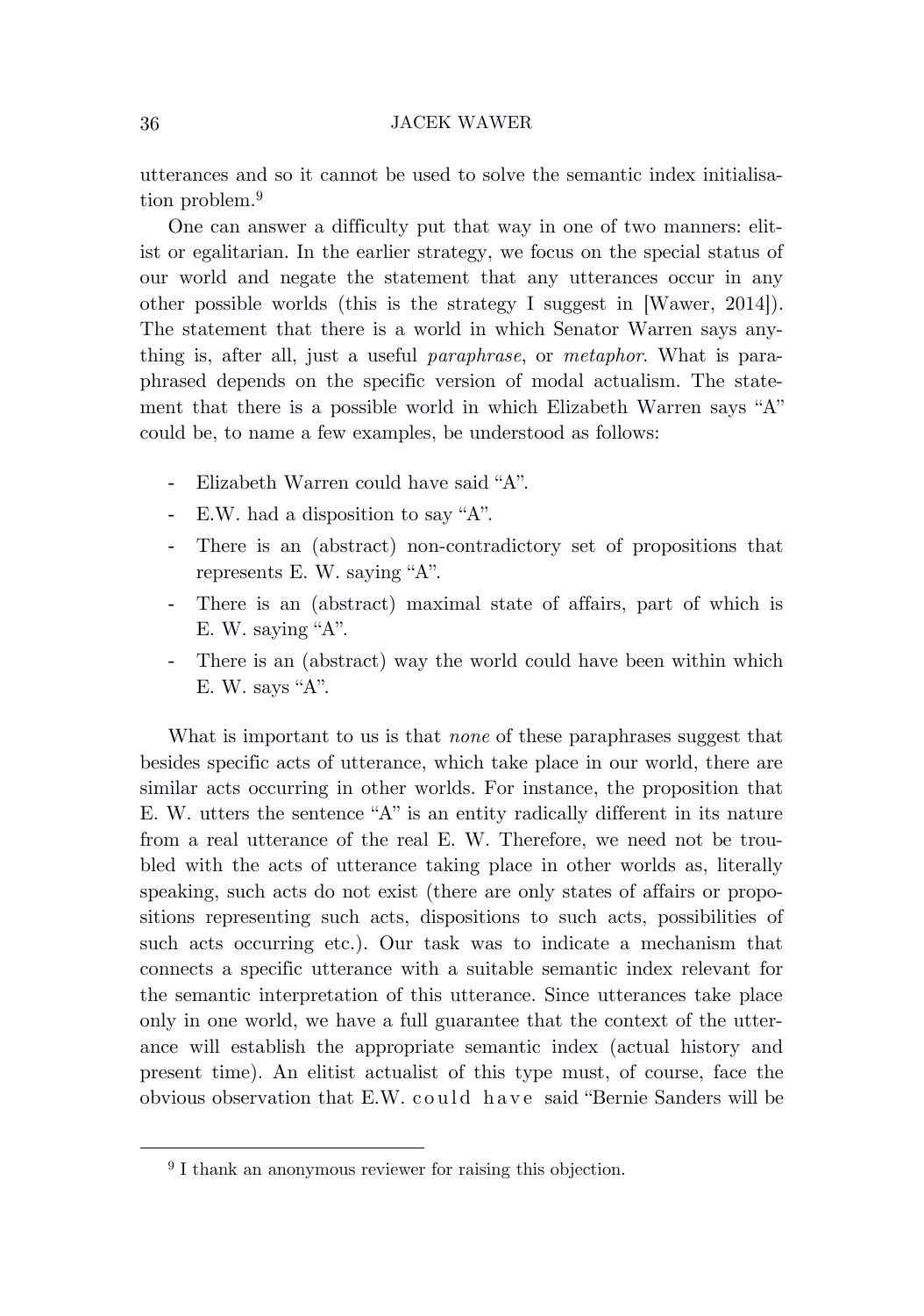utterances and so it cannot be used to solve the semantic index initialisation problem.[9]

One can answer a difficulty put that way in one of two manners: elitist or egalitarian. In the earlier strategy, we focus on the special status of our world and negate the statement that any utterances occur in any other possible worlds (this is the strategy I suggest in [Wawer, 2014]). The statement that there is a world in which Senator Warren says anything is, after all, just a useful *paraphrase*, or *metaphor*. What is paraphrased depends on the specific version of modal actualism. The statement that there is a possible world in which Elizabeth Warren says "A" could be, to name a few examples, be understood as follows:

- Elizabeth Warren could have said "A".
- E.W. had a disposition to say "A".
- There is an (abstract) non-contradictory set of propositions that represents E. W. saying "A".
- There is an (abstract) maximal state of affairs, part of which is E. W. saying "A".
- There is an (abstract) way the world could have been within which E. W. says "A".

What is important to us is that *none* of these paraphrases suggest that besides specific acts of utterance, which take place in our world, there are similar acts occurring in other worlds. For instance, the proposition that E. W. utters the sentence "A" is an entity radically different in its nature from a real utterance of the real E. W. Therefore, we need not be troubled with the acts of utterance taking place in other worlds as, literally speaking, such acts do not exist (there are only states of affairs or propositions representing such acts, dispositions to such acts, possibilities of such acts occurring etc.). Our task was to indicate a mechanism that connects a specific utterance with a suitable semantic index relevant for the semantic interpretation of this utterance. Since utterances take place only in one world, we have a full guarantee that the context of the utterance will establish the appropriate semantic index (actual history and present time). An elitist actualist of this type must, of course, face the obvious observation that E.W. could have said "Bernie Sanders will be

[9] I thank an anonymous reviewer for raising this objection.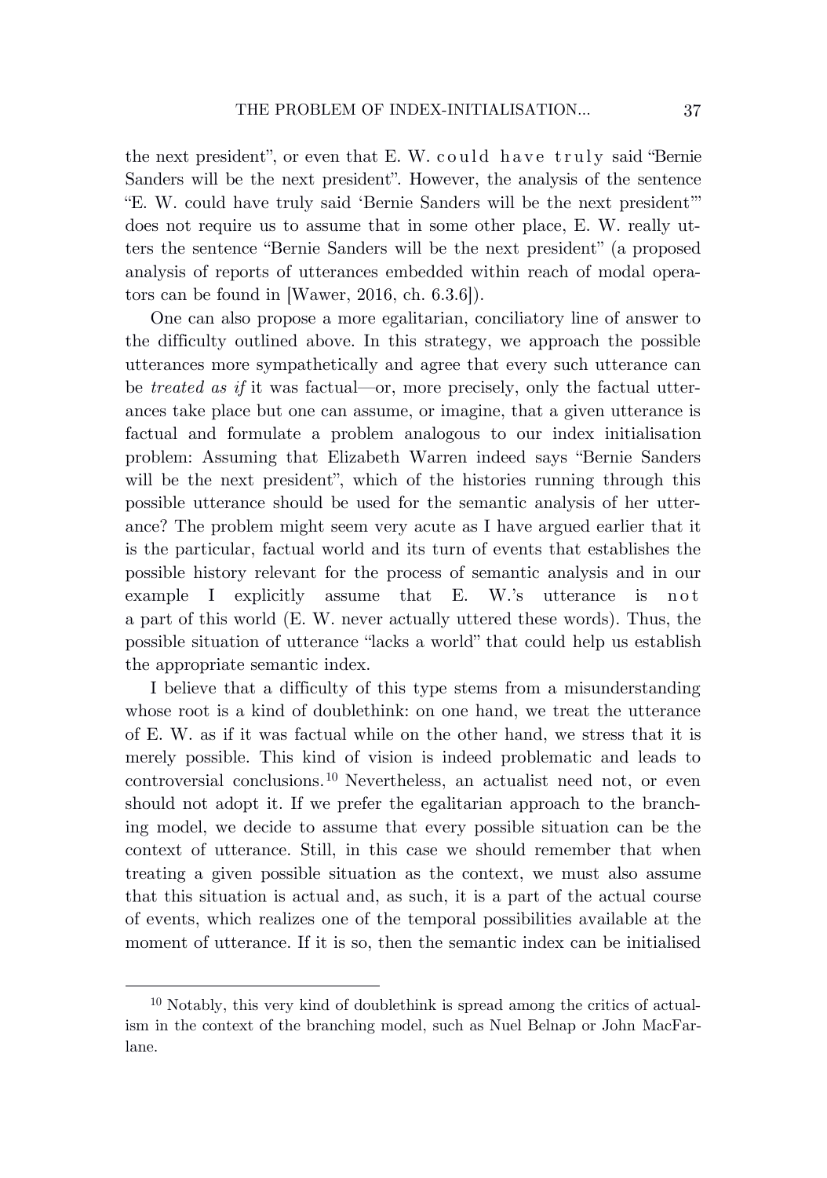the next president", or even that E. W. could have truly said "Bernie Sanders will be the next president". However, the analysis of the sentence "E. W. could have truly said 'Bernie Sanders will be the next president'" does not require us to assume that in some other place, E. W. really utters the sentence "Bernie Sanders will be the next president" (a proposed analysis of reports of utterances embedded within reach of modal operators can be found in [Wawer, 2016, ch. 6.3.6]).

One can also propose a more egalitarian, conciliatory line of answer to the difficulty outlined above. In this strategy, we approach the possible utterances more sympathetically and agree that every such utterance can be *treated as if* it was factual—or, more precisely, only the factual utterances take place but one can assume, or imagine, that a given utterance is factual and formulate a problem analogous to our index initialisation problem: Assuming that Elizabeth Warren indeed says "Bernie Sanders will be the next president", which of the histories running through this possible utterance should be used for the semantic analysis of her utterance? The problem might seem very acute as I have argued earlier that it is the particular, factual world and its turn of events that establishes the possible history relevant for the process of semantic analysis and in our example I explicitly assume that E. W.'s utterance is not a part of this world (E. W. never actually uttered these words). Thus, the possible situation of utterance "lacks a world" that could help us establish the appropriate semantic index.

I believe that a difficulty of this type stems from a misunderstanding whose root is a kind of doublethink: on one hand, we treat the utterance of E. W. as if it was factual while on the other hand, we stress that it is merely possible. This kind of vision is indeed problematic and leads to controversial conclusions.[10] Nevertheless, an actualist need not, or even should not adopt it. If we prefer the egalitarian approach to the branching model, we decide to assume that every possible situation can be the context of utterance. Still, in this case we should remember that when treating a given possible situation as the context, we must also assume that this situation is actual and, as such, it is a part of the actual course of events, which realizes one of the temporal possibilities available at the moment of utterance. If it is so, then the semantic index can be initialised

[10] Notably, this very kind of doublethink is spread among the critics of actualism in the context of the branching model, such as Nuel Belnap or John MacFarlane.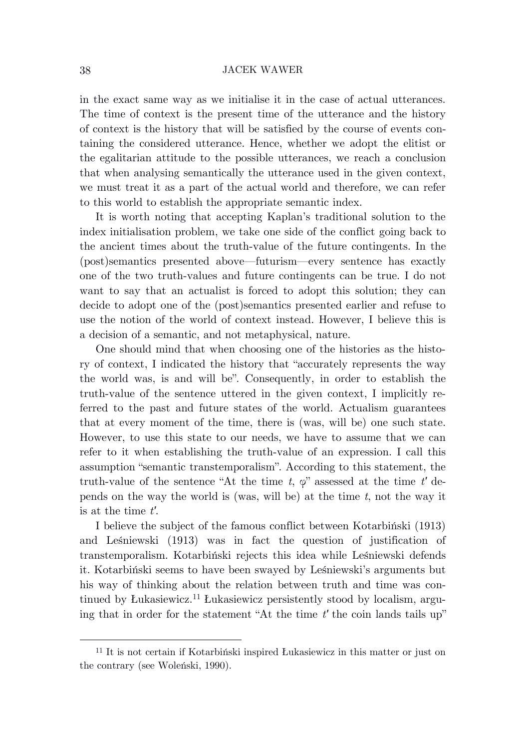in the exact same way as we initialise it in the case of actual utterances. The time of context is the present time of the utterance and the history of context is the history that will be satisfied by the course of events containing the considered utterance. Hence, whether we adopt the elitist or the egalitarian attitude to the possible utterances, we reach a conclusion that when analysing semantically the utterance used in the given context, we must treat it as a part of the actual world and therefore, we can refer to this world to establish the appropriate semantic index.

It is worth noting that accepting Kaplan's traditional solution to the index initialisation problem, we take one side of the conflict going back to the ancient times about the truth-value of the future contingents. In the (post)semantics presented above—futurism—every sentence has exactly one of the two truth-values and future contingents can be true. I do not want to say that an actualist is forced to adopt this solution; they can decide to adopt one of the (post)semantics presented earlier and refuse to use the notion of the world of context instead. However, I believe this is a decision of a semantic, and not metaphysical, nature.

One should mind that when choosing one of the histories as the history of context, I indicated the history that "accurately represents the way the world was, is and will be". Consequently, in order to establish the truth-value of the sentence uttered in the given context, I implicitly referred to the past and future states of the world. Actualism guarantees that at every moment of the time, there is (was, will be) one such state. However, to use this state to our needs, we have to assume that we can refer to it when establishing the truth-value of an expression. I call this assumption "semantic transtemporalism". According to this statement, the truth-value of the sentence "At the time $t$, $\varphi$" assessed at the time $t'$ depends on the way the world is (was, will be) at the time $t$, not the way it is at the time $t'$.

I believe the subject of the famous conflict between Kotarbiński (1913) and Leśniewski (1913) was in fact the question of justification of transtemporalism. Kotarbiński rejects this idea while Leśniewski defends it. Kotarbiński seems to have been swayed by Leśniewski's arguments but his way of thinking about the relation between truth and time was continued by Łukasiewicz.[11] Łukasiewicz persistently stood by localism, arguing that in order for the statement "At the time $t'$ the coin lands tails up"

[11] It is not certain if Kotarbiński inspired Łukasiewicz in this matter or just on the contrary (see Woleński, 1990).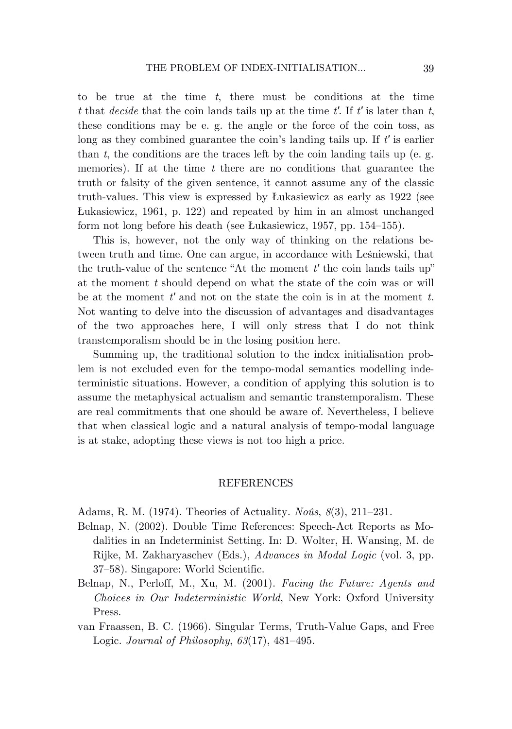to be true at the time $t$, there must be conditions at the time $t$ that *decide* that the coin lands tails up at the time $t'$. If $t'$ is later than $t$, these conditions may be e. g. the angle or the force of the coin toss, as long as they combined guarantee the coin's landing tails up. If $t'$ is earlier than $t$, the conditions are the traces left by the coin landing tails up (e. g. memories). If at the time $t$ there are no conditions that guarantee the truth or falsity of the given sentence, it cannot assume any of the classic truth-values. This view is expressed by Łukasiewicz as early as 1922 (see Łukasiewicz, 1961, p. 122) and repeated by him in an almost unchanged form not long before his death (see Łukasiewicz, 1957, pp. 154–155).

This is, however, not the only way of thinking on the relations between truth and time. One can argue, in accordance with Leśniewski, that the truth-value of the sentence "At the moment $t'$ the coin lands tails up" at the moment $t$ should depend on what the state of the coin was or will be at the moment $t'$ and not on the state the coin is in at the moment $t$. Not wanting to delve into the discussion of advantages and disadvantages of the two approaches here, I will only stress that I do not think transtemporalism should be in the losing position here.

Summing up, the traditional solution to the index initialisation problem is not excluded even for the tempo-modal semantics modelling indeterministic situations. However, a condition of applying this solution is to assume the metaphysical actualism and semantic transtemporalism. These are real commitments that one should be aware of. Nevertheless, I believe that when classical logic and a natural analysis of tempo-modal language is at stake, adopting these views is not too high a price.

## REFERENCES

Adams, R. M. (1974). Theories of Actuality. *Noûs*, *8*(3), 211–231.

Belnap, N. (2002). Double Time References: Speech-Act Reports as Modalities in an Indeterminist Setting. In: D. Wolter, H. Wansing, M. de Rijke, M. Zakharyaschev (Eds.), *Advances in Modal Logic* (vol. 3, pp. 37–58). Singapore: World Scientific.

Belnap, N., Perloff, M., Xu, M. (2001). *Facing the Future: Agents and Choices in Our Indeterministic World*, New York: Oxford University Press.

van Fraassen, B. C. (1966). Singular Terms, Truth-Value Gaps, and Free Logic. *Journal of Philosophy*, *63*(17), 481–495.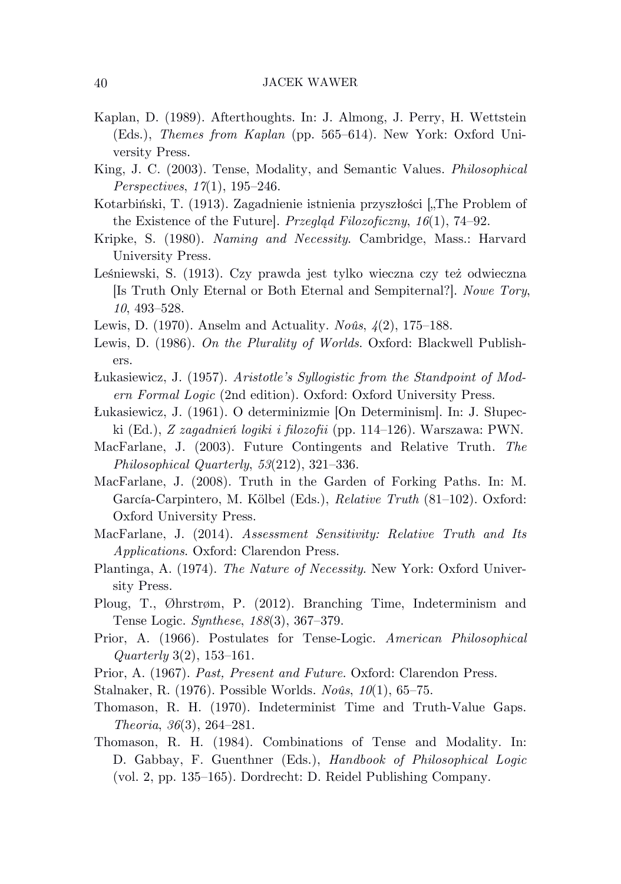Kaplan, D. (1989). Afterthoughts. In: J. Almong, J. Perry, H. Wettstein (Eds.), *Themes from Kaplan* (pp. 565–614). New York: Oxford University Press.

King, J. C. (2003). Tense, Modality, and Semantic Values. *Philosophical Perspectives*, *17*(1), 195–246.

Kotarbiński, T. (1913). Zagadnienie istnienia przyszłości [„The Problem of the Existence of the Future]. *Przegląd Filozoficzny*, *16*(1), 74–92.

Kripke, S. (1980). *Naming and Necessity*. Cambridge, Mass.: Harvard University Press.

Leśniewski, S. (1913). Czy prawda jest tylko wieczna czy też odwieczna [Is Truth Only Eternal or Both Eternal and Sempiternal?]. *Nowe Tory*, *10*, 493–528.

Lewis, D. (1970). Anselm and Actuality. *Noûs*, *4*(2), 175–188.

Lewis, D. (1986). *On the Plurality of Worlds*. Oxford: Blackwell Publishers.

Łukasiewicz, J. (1957). *Aristotle's Syllogistic from the Standpoint of Modern Formal Logic* (2nd edition). Oxford: Oxford University Press.

Łukasiewicz, J. (1961). O determinizmie [On Determinism]. In: J. Słupecki (Ed.), *Z zagadnień logiki i filozofii* (pp. 114–126). Warszawa: PWN.

MacFarlane, J. (2003). Future Contingents and Relative Truth. *The Philosophical Quarterly*, *53*(212), 321–336.

MacFarlane, J. (2008). Truth in the Garden of Forking Paths. In: M. García-Carpintero, M. Kölbel (Eds.), *Relative Truth* (81–102). Oxford: Oxford University Press.

MacFarlane, J. (2014). *Assessment Sensitivity: Relative Truth and Its Applications*. Oxford: Clarendon Press.

Plantinga, A. (1974). *The Nature of Necessity*. New York: Oxford University Press.

Ploug, T., Øhrstrøm, P. (2012). Branching Time, Indeterminism and Tense Logic. *Synthese*, *188*(3), 367–379.

Prior, A. (1966). Postulates for Tense-Logic. *American Philosophical Quarterly* 3(2), 153–161.

Prior, A. (1967). *Past, Present and Future*. Oxford: Clarendon Press.

Stalnaker, R. (1976). Possible Worlds. *Noûs*, *10*(1), 65–75.

Thomason, R. H. (1970). Indeterminist Time and Truth-Value Gaps. *Theoria*, *36*(3), 264–281.

Thomason, R. H. (1984). Combinations of Tense and Modality. In: D. Gabbay, F. Guenthner (Eds.), *Handbook of Philosophical Logic* (vol. 2, pp. 135–165). Dordrecht: D. Reidel Publishing Company.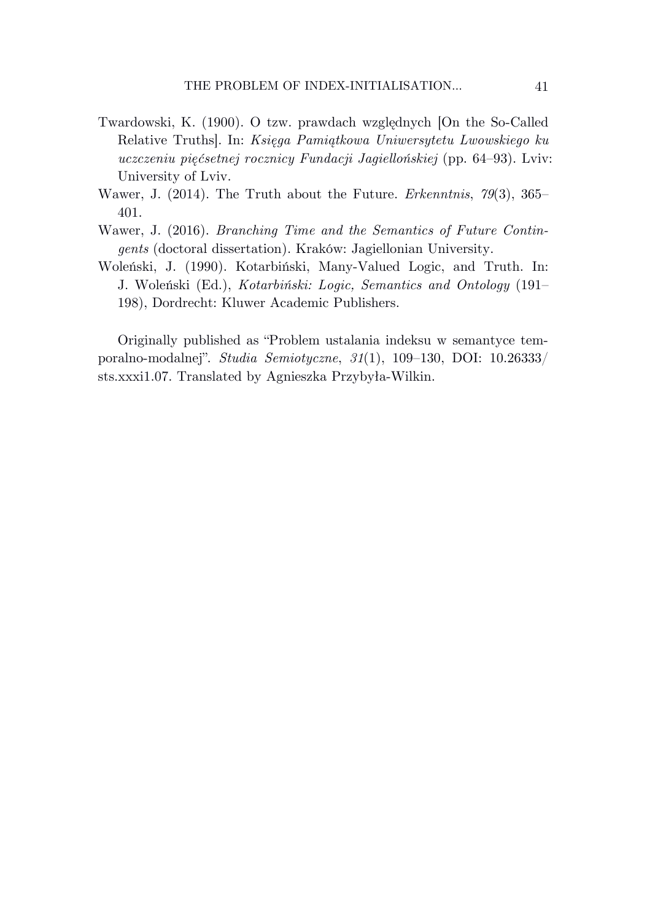Twardowski, K. (1900). O tzw. prawdach względnych [On the So-Called Relative Truths]. In: *Księga Pamiątkowa Uniwersytetu Lwowskiego ku uczczeniu pięćsetnej rocznicy Fundacji Jagiellońskiej* (pp. 64–93). Lviv: University of Lviv.

Wawer, J. (2014). The Truth about the Future. *Erkenntnis*, *79*(3), 365–401.

Wawer, J. (2016). *Branching Time and the Semantics of Future Contingents* (doctoral dissertation). Kraków: Jagiellonian University.

Woleński, J. (1990). Kotarbiński, Many-Valued Logic, and Truth. In: J. Woleński (Ed.), *Kotarbiński: Logic, Semantics and Ontology* (191–198), Dordrecht: Kluwer Academic Publishers.

Originally published as "Problem ustalania indeksu w semantyce temporalno-modalnej". *Studia Semiotyczne*, *31*(1), 109–130, DOI: 10.26333/sts.xxxi1.07. Translated by Agnieszka Przybyła-Wilkin.